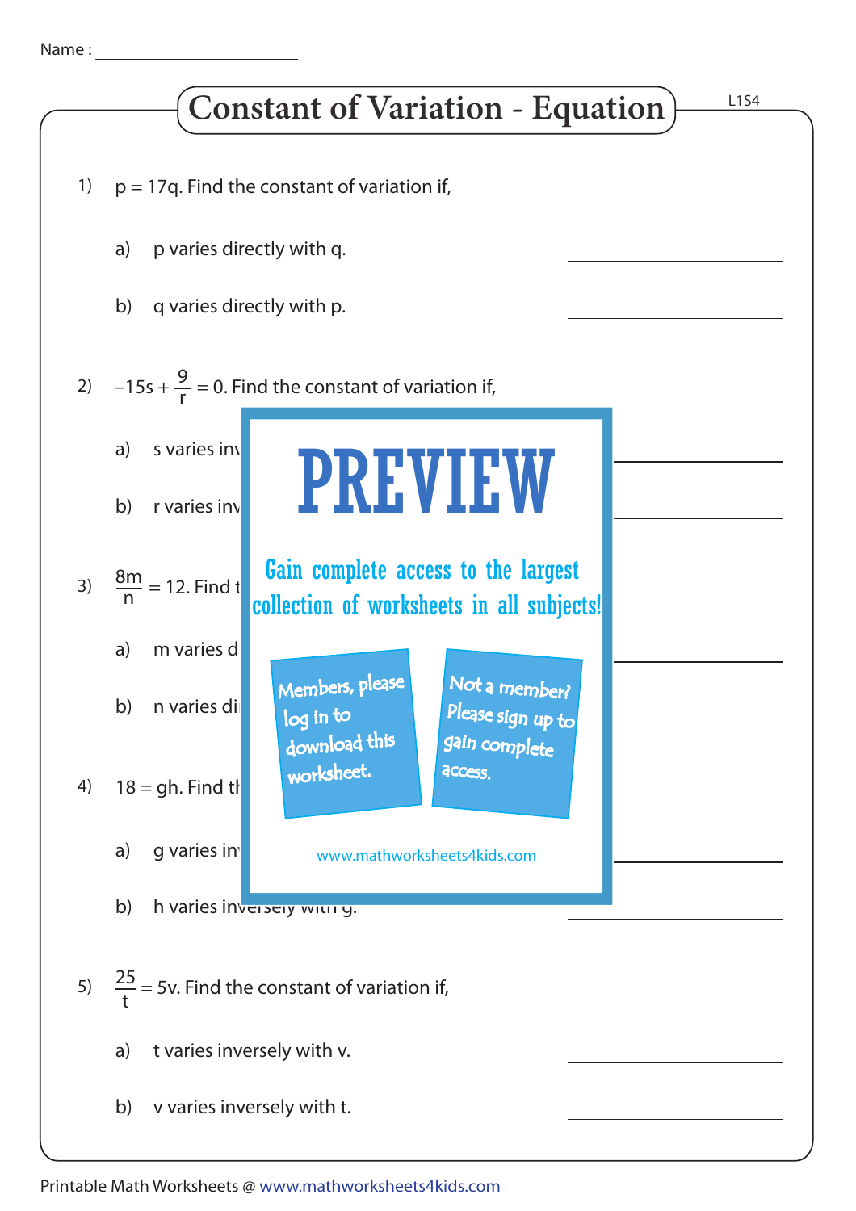Name :

# Constant of Variation - Equation

1) $p = 17q$. Find the constant of variation if,

   a) p varies directly with q.

   b) q varies directly with p.

2) $-15s + \frac{9}{r} = 0$. Find the constant of variation if,

   a) s varies inv

   b) r varies inv

3) $\frac{8m}{n} = 12$. Find t

   a) m varies d

   b) n varies di

4) $18 = gh$. Find th

   a) g varies in

   b) h varies inversely with g.

PREVIEW

Gain complete access to the largest collection of worksheets in all subjects!

Members, please log in to download this worksheet.

Not a member? Please sign up to gain complete access.

www.mathworksheets4kids.com

5) $\frac{25}{t} = 5v$. Find the constant of variation if,

   a) t varies inversely with v.

   b) v varies inversely with t.

Printable Math Worksheets @ www.mathworksheets4kids.com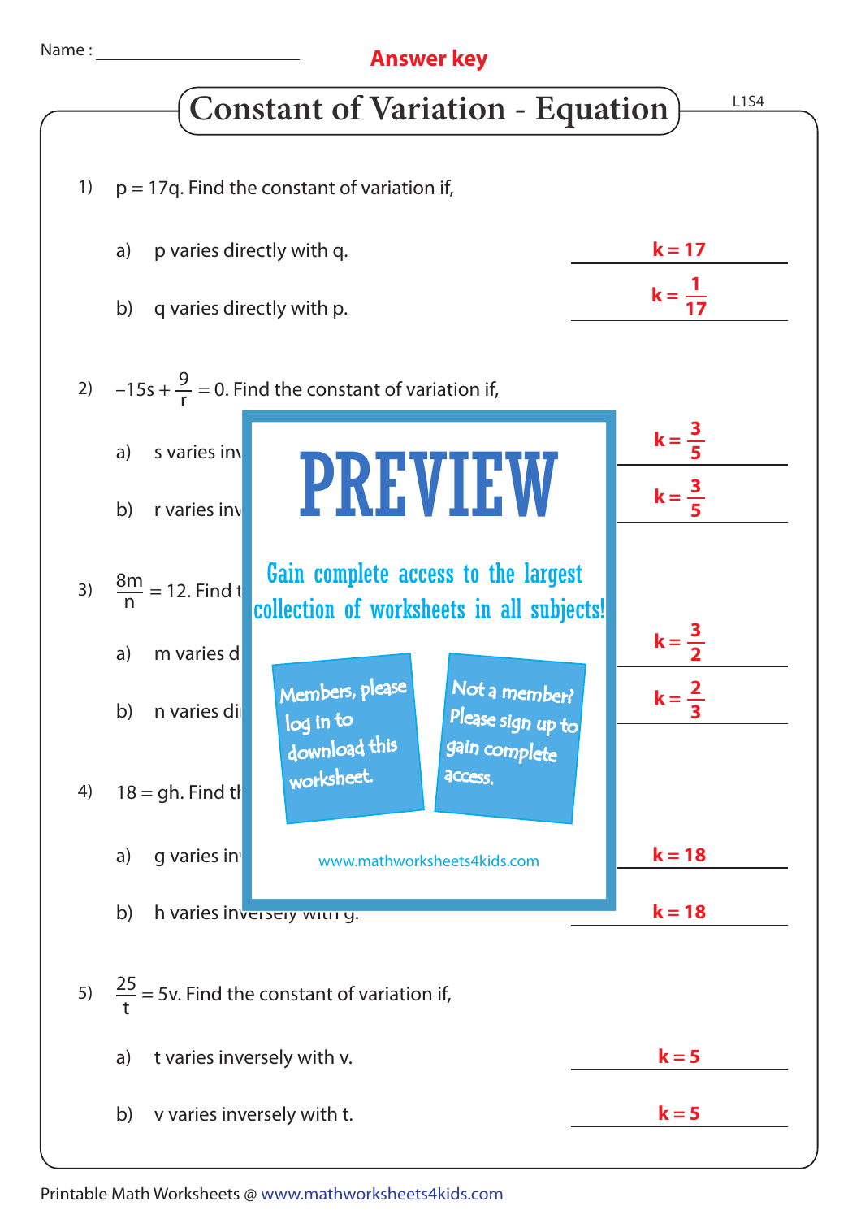Name : ____________________

**Answer key**

# Constant of Variation - Equation

L1S4

1) $p = 17q$. Find the constant of variation if,

a) p varies directly with q. **$k = 17$**

b) q varies directly with p. **$k = \frac{1}{17}$**

2) $-15s + \frac{9}{r} = 0$. Find the constant of variation if,

a) s varies inv **$k = \frac{3}{5}$**

b) r varies inv **$k = \frac{3}{5}$**

PREVIEW

Gain complete access to the largest collection of worksheets in all subjects!

Members, please log in to download this worksheet.

Not a member? Please sign up to gain complete access.

www.mathworksheets4kids.com

3) $\frac{8m}{n} = 12$. Find t

a) m varies d **$k = \frac{3}{2}$**

b) n varies di **$k = \frac{2}{3}$**

4) $18 = gh$. Find th

a) g varies in **$k = 18$**

b) h varies inversely with g. **$k = 18$**

5) $\frac{25}{t} = 5v$. Find the constant of variation if,

a) t varies inversely with v. **$k = 5$**

b) v varies inversely with t. **$k = 5$**

Printable Math Worksheets @ www.mathworksheets4kids.com